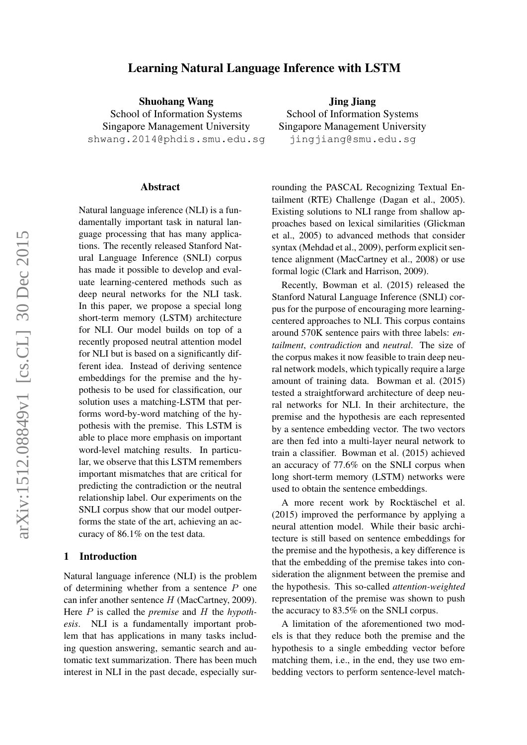# Learning Natural Language Inference with LSTM

**Shuohang Wang**
School of Information Systems
Singapore Management University
shwang.2014@phdis.smu.edu.sg

**Jing Jiang**
School of Information Systems
Singapore Management University
jingjiang@smu.edu.sg

## Abstract

Natural language inference (NLI) is a fundamentally important task in natural language processing that has many applications. The recently released Stanford Natural Language Inference (SNLI) corpus has made it possible to develop and evaluate learning-centered methods such as deep neural networks for the NLI task. In this paper, we propose a special long short-term memory (LSTM) architecture for NLI. Our model builds on top of a recently proposed neutral attention model for NLI but is based on a significantly different idea. Instead of deriving sentence embeddings for the premise and the hypothesis to be used for classification, our solution uses a matching-LSTM that performs word-by-word matching of the hypothesis with the premise. This LSTM is able to place more emphasis on important word-level matching results. In particular, we observe that this LSTM remembers important mismatches that are critical for predicting the contradiction or the neutral relationship label. Our experiments on the SNLI corpus show that our model outperforms the state of the art, achieving an accuracy of 86.1% on the test data.

## 1 Introduction

Natural language inference (NLI) is the problem of determining whether from a sentence $P$ one can infer another sentence $H$ (MacCartney, 2009). Here $P$ is called the *premise* and $H$ the *hypothesis*. NLI is a fundamentally important problem that has applications in many tasks including question answering, semantic search and automatic text summarization. There has been much interest in NLI in the past decade, especially surrounding the PASCAL Recognizing Textual Entailment (RTE) Challenge (Dagan et al., 2005). Existing solutions to NLI range from shallow approaches based on lexical similarities (Glickman et al., 2005) to advanced methods that consider syntax (Mehdad et al., 2009), perform explicit sentence alignment (MacCartney et al., 2008) or use formal logic (Clark and Harrison, 2009).

Recently, Bowman et al. (2015) released the Stanford Natural Language Inference (SNLI) corpus for the purpose of encouraging more learning-centered approaches to NLI. This corpus contains around 570K sentence pairs with three labels: *entailment*, *contradiction* and *neutral*. The size of the corpus makes it now feasible to train deep neural network models, which typically require a large amount of training data. Bowman et al. (2015) tested a straightforward architecture of deep neural networks for NLI. In their architecture, the premise and the hypothesis are each represented by a sentence embedding vector. The two vectors are then fed into a multi-layer neural network to train a classifier. Bowman et al. (2015) achieved an accuracy of 77.6% on the SNLI corpus when long short-term memory (LSTM) networks were used to obtain the sentence embeddings.

A more recent work by Rocktäschel et al. (2015) improved the performance by applying a neural attention model. While their basic architecture is still based on sentence embeddings for the premise and the hypothesis, a key difference is that the embedding of the premise takes into consideration the alignment between the premise and the hypothesis. This so-called *attention-weighted* representation of the premise was shown to push the accuracy to 83.5% on the SNLI corpus.

A limitation of the aforementioned two models is that they reduce both the premise and the hypothesis to a single embedding vector before matching them, i.e., in the end, they use two embedding vectors to perform sentence-level match-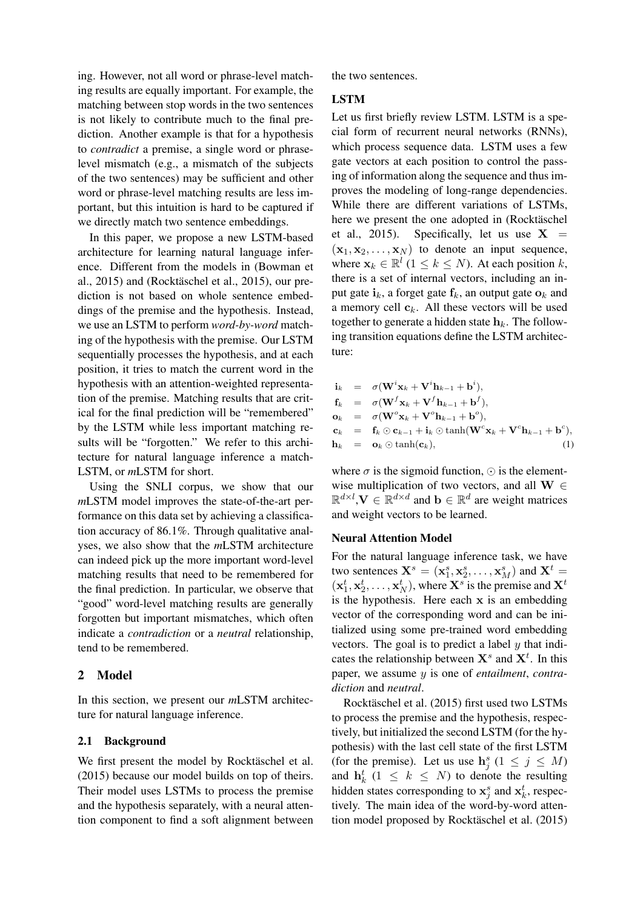ing. However, not all word or phrase-level matching results are equally important. For example, the matching between stop words in the two sentences is not likely to contribute much to the final prediction. Another example is that for a hypothesis to *contradict* a premise, a single word or phrase-level mismatch (e.g., a mismatch of the subjects of the two sentences) may be sufficient and other word or phrase-level matching results are less important, but this intuition is hard to be captured if we directly match two sentence embeddings.

In this paper, we propose a new LSTM-based architecture for learning natural language inference. Different from the models in (Bowman et al., 2015) and (Rocktäschel et al., 2015), our prediction is not based on whole sentence embeddings of the premise and the hypothesis. Instead, we use an LSTM to perform *word-by-word* matching of the hypothesis with the premise. Our LSTM sequentially processes the hypothesis, and at each position, it tries to match the current word in the hypothesis with an attention-weighted representation of the premise. Matching results that are critical for the final prediction will be "remembered" by the LSTM while less important matching results will be "forgotten." We refer to this architecture for natural language inference a match-LSTM, or *m*LSTM for short.

Using the SNLI corpus, we show that our *m*LSTM model improves the state-of-the-art performance on this data set by achieving a classification accuracy of 86.1%. Through qualitative analyses, we also show that the *m*LSTM architecture can indeed pick up the more important word-level matching results that need to be remembered for the final prediction. In particular, we observe that "good" word-level matching results are generally forgotten but important mismatches, which often indicate a *contradiction* or a *neutral* relationship, tend to be remembered.

## 2 Model

In this section, we present our *m*LSTM architecture for natural language inference.

### 2.1 Background

We first present the model by Rocktäschel et al. (2015) because our model builds on top of theirs. Their model uses LSTMs to process the premise and the hypothesis separately, with a neural attention component to find a soft alignment between the two sentences.

**LSTM**

Let us first briefly review LSTM. LSTM is a special form of recurrent neural networks (RNNs), which process sequence data. LSTM uses a few gate vectors at each position to control the passing of information along the sequence and thus improves the modeling of long-range dependencies. While there are different variations of LSTMs, here we present the one adopted in (Rocktäschel et al., 2015). Specifically, let us use $\mathbf{X} = (\mathbf{x}_1, \mathbf{x}_2, \ldots, \mathbf{x}_N)$ to denote an input sequence, where $\mathbf{x}_k \in \mathbb{R}^l$ $(1 \leq k \leq N)$. At each position $k$, there is a set of internal vectors, including an input gate $\mathbf{i}_k$, a forget gate $\mathbf{f}_k$, an output gate $\mathbf{o}_k$ and a memory cell $\mathbf{c}_k$. All these vectors will be used together to generate a hidden state $\mathbf{h}_k$. The following transition equations define the LSTM architecture:

$$
\begin{aligned}
\mathbf{i}_k &= \sigma(\mathbf{W}^i\mathbf{x}_k + \mathbf{V}^i\mathbf{h}_{k-1} + \mathbf{b}^i), \\
\mathbf{f}_k &= \sigma(\mathbf{W}^f\mathbf{x}_k + \mathbf{V}^f\mathbf{h}_{k-1} + \mathbf{b}^f), \\
\mathbf{o}_k &= \sigma(\mathbf{W}^o\mathbf{x}_k + \mathbf{V}^o\mathbf{h}_{k-1} + \mathbf{b}^o), \\
\mathbf{c}_k &= \mathbf{f}_k \odot \mathbf{c}_{k-1} + \mathbf{i}_k \odot \tanh(\mathbf{W}^c\mathbf{x}_k + \mathbf{V}^c\mathbf{h}_{k-1} + \mathbf{b}^c), \\
\mathbf{h}_k &= \mathbf{o}_k \odot \tanh(\mathbf{c}_k),
\end{aligned}
\tag{1}
$$

where $\sigma$ is the sigmoid function, $\odot$ is the elementwise multiplication of two vectors, and all $\mathbf{W} \in \mathbb{R}^{d \times l}$, $\mathbf{V} \in \mathbb{R}^{d \times d}$ and $\mathbf{b} \in \mathbb{R}^d$ are weight matrices and weight vectors to be learned.

**Neural Attention Model**

For the natural language inference task, we have two sentences $\mathbf{X}^s = (\mathbf{x}_1^s, \mathbf{x}_2^s, \ldots, \mathbf{x}_M^s)$ and $\mathbf{X}^t = (\mathbf{x}_1^t, \mathbf{x}_2^t, \ldots, \mathbf{x}_N^t)$, where $\mathbf{X}^s$ is the premise and $\mathbf{X}^t$ is the hypothesis. Here each $\mathbf{x}$ is an embedding vector of the corresponding word and can be initialized using some pre-trained word embedding vectors. The goal is to predict a label $y$ that indicates the relationship between $\mathbf{X}^s$ and $\mathbf{X}^t$. In this paper, we assume $y$ is one of *entailment*, *contradiction* and *neutral*.

Rocktäschel et al. (2015) first used two LSTMs to process the premise and the hypothesis, respectively, but initialized the second LSTM (for the hypothesis) with the last cell state of the first LSTM (for the premise). Let us use $\mathbf{h}_j^s$ $(1 \leq j \leq M)$ and $\mathbf{h}_k^t$ $(1 \leq k \leq N)$ to denote the resulting hidden states corresponding to $\mathbf{x}_j^s$ and $\mathbf{x}_k^t$, respectively. The main idea of the word-by-word attention model proposed by Rocktäschel et al. (2015)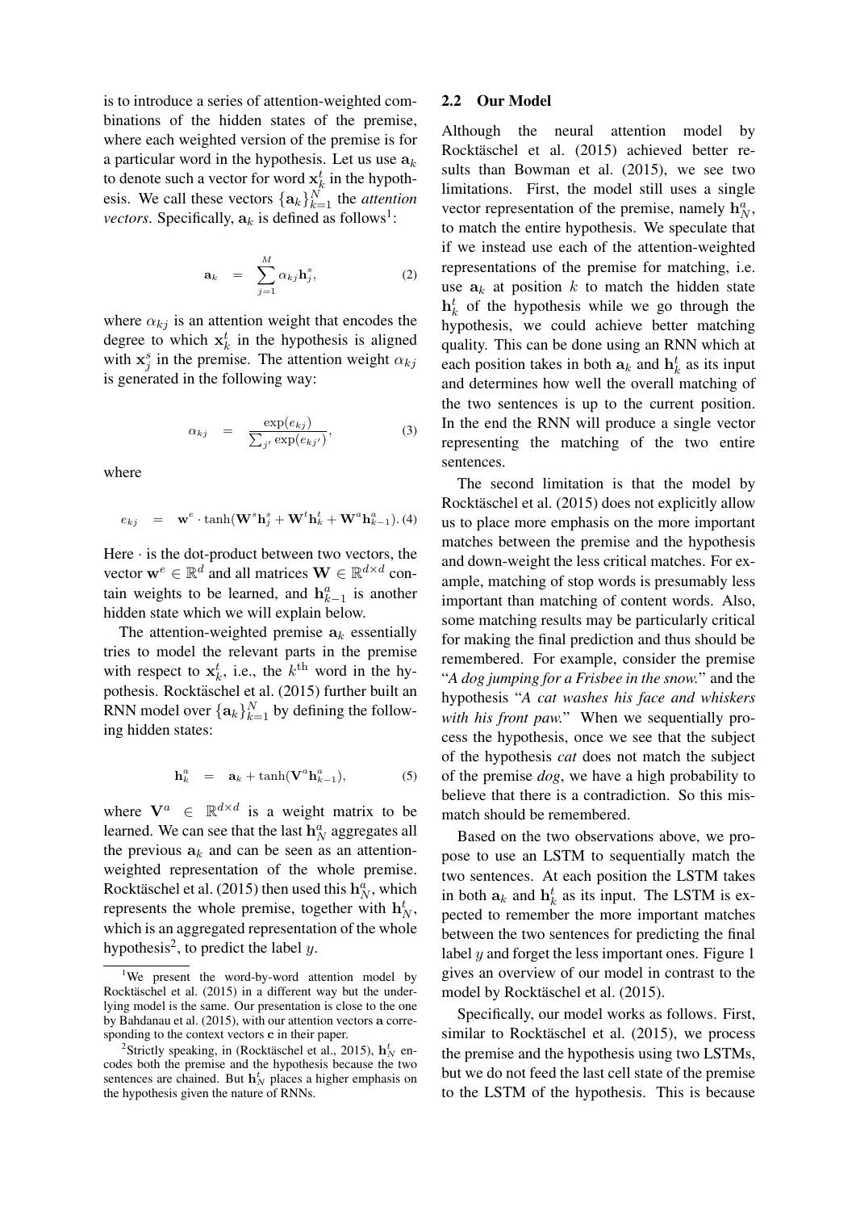is to introduce a series of attention-weighted combinations of the hidden states of the premise, where each weighted version of the premise is for a particular word in the hypothesis. Let us use $\mathbf{a}_k$ to denote such a vector for word $\mathbf{x}^t_k$ in the hypothesis. We call these vectors $\{\mathbf{a}_k\}_{k=1}^N$ the *attention vectors*. Specifically, $\mathbf{a}_k$ is defined as follows[1]:

$$\mathbf{a}_k = \sum_{j=1}^{M} \alpha_{kj} \mathbf{h}^s_j, \tag{2}$$

where $\alpha_{kj}$ is an attention weight that encodes the degree to which $\mathbf{x}^t_k$ in the hypothesis is aligned with $\mathbf{x}^s_j$ in the premise. The attention weight $\alpha_{kj}$ is generated in the following way:

$$\alpha_{kj} = \frac{\exp(e_{kj})}{\sum_{j'} \exp(e_{kj'})}, \tag{3}$$

where

$$e_{kj} = \mathbf{w}^e \cdot \tanh(\mathbf{W}^s \mathbf{h}^s_j + \mathbf{W}^t \mathbf{h}^t_k + \mathbf{W}^a \mathbf{h}^a_{k-1}). \tag{4}$$

Here $\cdot$ is the dot-product between two vectors, the vector $\mathbf{w}^e \in \mathbb{R}^d$ and all matrices $\mathbf{W} \in \mathbb{R}^{d \times d}$ contain weights to be learned, and $\mathbf{h}^a_{k-1}$ is another hidden state which we will explain below.

The attention-weighted premise $\mathbf{a}_k$ essentially tries to model the relevant parts in the premise with respect to $\mathbf{x}^t_k$, i.e., the $k^{\text{th}}$ word in the hypothesis. Rocktäschel et al. (2015) further built an RNN model over $\{\mathbf{a}_k\}_{k=1}^N$ by defining the following hidden states:

$$\mathbf{h}^a_k = \mathbf{a}_k + \tanh(\mathbf{V}^a \mathbf{h}^a_{k-1}), \tag{5}$$

where $\mathbf{V}^a \in \mathbb{R}^{d \times d}$ is a weight matrix to be learned. We can see that the last $\mathbf{h}^a_N$ aggregates all the previous $\mathbf{a}_k$ and can be seen as an attention-weighted representation of the whole premise. Rocktäschel et al. (2015) then used this $\mathbf{h}^a_N$, which represents the whole premise, together with $\mathbf{h}^t_N$, which is an aggregated representation of the whole hypothesis[2], to predict the label $y$.

[1] We present the word-by-word attention model by Rocktäschel et al. (2015) in a different way but the underlying model is the same. Our presentation is close to the one by Bahdanau et al. (2015), with our attention vectors $\mathbf{a}$ corresponding to the context vectors $\mathbf{c}$ in their paper.

[2] Strictly speaking, in (Rocktäschel et al., 2015), $\mathbf{h}^t_N$ encodes both the premise and the hypothesis because the two sentences are chained. But $\mathbf{h}^t_N$ places a higher emphasis on the hypothesis given the nature of RNNs.

## 2.2 Our Model

Although the neural attention model by Rocktäschel et al. (2015) achieved better results than Bowman et al. (2015), we see two limitations. First, the model still uses a single vector representation of the premise, namely $\mathbf{h}^a_N$, to match the entire hypothesis. We speculate that if we instead use each of the attention-weighted representations of the premise for matching, i.e. use $\mathbf{a}_k$ at position $k$ to match the hidden state $\mathbf{h}^t_k$ of the hypothesis while we go through the hypothesis, we could achieve better matching quality. This can be done using an RNN which at each position takes in both $\mathbf{a}_k$ and $\mathbf{h}^t_k$ as its input and determines how well the overall matching of the two sentences is up to the current position. In the end the RNN will produce a single vector representing the matching of the two entire sentences.

The second limitation is that the model by Rocktäschel et al. (2015) does not explicitly allow us to place more emphasis on the more important matches between the premise and the hypothesis and down-weight the less critical matches. For example, matching of stop words is presumably less important than matching of content words. Also, some matching results may be particularly critical for making the final prediction and thus should be remembered. For example, consider the premise "*A dog jumping for a Frisbee in the snow.*" and the hypothesis "*A cat washes his face and whiskers with his front paw.*" When we sequentially process the hypothesis, once we see that the subject of the hypothesis *cat* does not match the subject of the premise *dog*, we have a high probability to believe that there is a contradiction. So this mismatch should be remembered.

Based on the two observations above, we propose to use an LSTM to sequentially match the two sentences. At each position the LSTM takes in both $\mathbf{a}_k$ and $\mathbf{h}^t_k$ as its input. The LSTM is expected to remember the more important matches between the two sentences for predicting the final label $y$ and forget the less important ones. Figure 1 gives an overview of our model in contrast to the model by Rocktäschel et al. (2015).

Specifically, our model works as follows. First, similar to Rocktäschel et al. (2015), we process the premise and the hypothesis using two LSTMs, but we do not feed the last cell state of the premise to the LSTM of the hypothesis. This is because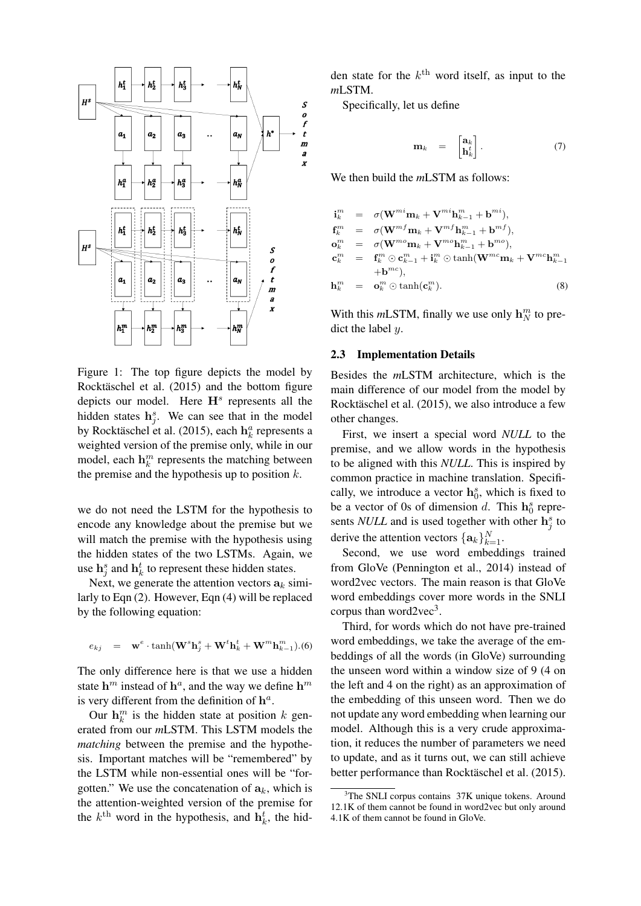Figure 1: The top figure depicts the model by Rocktäschel et al. (2015) and the bottom figure depicts our model. Here $\mathbf{H}^s$ represents all the hidden states $\mathbf{h}_j^s$. We can see that in the model by Rocktäschel et al. (2015), each $\mathbf{h}_k^a$ represents a weighted version of the premise only, while in our model, each $\mathbf{h}_k^m$ represents the matching between the premise and the hypothesis up to position $k$.

we do not need the LSTM for the hypothesis to encode any knowledge about the premise but we will match the premise with the hypothesis using the hidden states of the two LSTMs. Again, we use $\mathbf{h}_j^s$ and $\mathbf{h}_k^t$ to represent these hidden states.

Next, we generate the attention vectors $\mathbf{a}_k$ similarly to Eqn (2). However, Eqn (4) will be replaced by the following equation:

$$e_{kj} = \mathbf{w}^e \cdot \tanh(\mathbf{W}^s \mathbf{h}_j^s + \mathbf{W}^t \mathbf{h}_k^t + \mathbf{W}^m \mathbf{h}_{k-1}^m). \quad (6)$$

The only difference here is that we use a hidden state $\mathbf{h}^m$ instead of $\mathbf{h}^a$, and the way we define $\mathbf{h}^m$ is very different from the definition of $\mathbf{h}^a$.

Our $\mathbf{h}_k^m$ is the hidden state at position $k$ generated from our *m*LSTM. This LSTM models the *matching* between the premise and the hypothesis. Important matches will be "remembered" by the LSTM while non-essential ones will be "forgotten." We use the concatenation of $\mathbf{a}_k$, which is the attention-weighted version of the premise for the $k^{\text{th}}$ word in the hypothesis, and $\mathbf{h}_k^t$, the hidden state for the $k^{\text{th}}$ word itself, as input to the *m*LSTM.

Specifically, let us define

$$\mathbf{m}_k = \begin{bmatrix} \mathbf{a}_k \\ \mathbf{h}_k^t \end{bmatrix}. \quad (7)$$

We then build the *m*LSTM as follows:

$$\begin{aligned}
\mathbf{i}_k^m &= \sigma(\mathbf{W}^{mi}\mathbf{m}_k + \mathbf{V}^{mi}\mathbf{h}_{k-1}^m + \mathbf{b}^{mi}), \\
\mathbf{f}_k^m &= \sigma(\mathbf{W}^{mf}\mathbf{m}_k + \mathbf{V}^{mf}\mathbf{h}_{k-1}^m + \mathbf{b}^{mf}), \\
\mathbf{o}_k^m &= \sigma(\mathbf{W}^{mo}\mathbf{m}_k + \mathbf{V}^{mo}\mathbf{h}_{k-1}^m + \mathbf{b}^{mo}), \\
\mathbf{c}_k^m &= \mathbf{f}_k^m \odot \mathbf{c}_{k-1}^m + \mathbf{i}_k^m \odot \tanh(\mathbf{W}^{mc}\mathbf{m}_k + \mathbf{V}^{mc}\mathbf{h}_{k-1}^m \\
&\quad + \mathbf{b}^{mc}), \\
\mathbf{h}_k^m &= \mathbf{o}_k^m \odot \tanh(\mathbf{c}_k^m). \quad (8)
\end{aligned}$$

With this *m*LSTM, finally we use only $\mathbf{h}_N^m$ to predict the label $y$.

### 2.3 Implementation Details

Besides the *m*LSTM architecture, which is the main difference of our model from the model by Rocktäschel et al. (2015), we also introduce a few other changes.

First, we insert a special word *NULL* to the premise, and we allow words in the hypothesis to be aligned with this *NULL*. This is inspired by common practice in machine translation. Specifically, we introduce a vector $\mathbf{h}_0^s$, which is fixed to be a vector of 0s of dimension $d$. This $\mathbf{h}_0^s$ represents *NULL* and is used together with other $\mathbf{h}_j^s$ to derive the attention vectors $\{\mathbf{a}_k\}_{k=1}^N$.

Second, we use word embeddings trained from GloVe (Pennington et al., 2014) instead of word2vec vectors. The main reason is that GloVe word embeddings cover more words in the SNLI corpus than word2vec[3].

Third, for words which do not have pre-trained word embeddings, we take the average of the embeddings of all the words (in GloVe) surrounding the unseen word within a window size of 9 (4 on the left and 4 on the right) as an approximation of the embedding of this unseen word. Then we do not update any word embedding when learning our model. Although this is a very crude approximation, it reduces the number of parameters we need to update, and as it turns out, we can still achieve better performance than Rocktäschel et al. (2015).

[3]The SNLI corpus contains 37K unique tokens. Around 12.1K of them cannot be found in word2vec but only around 4.1K of them cannot be found in GloVe.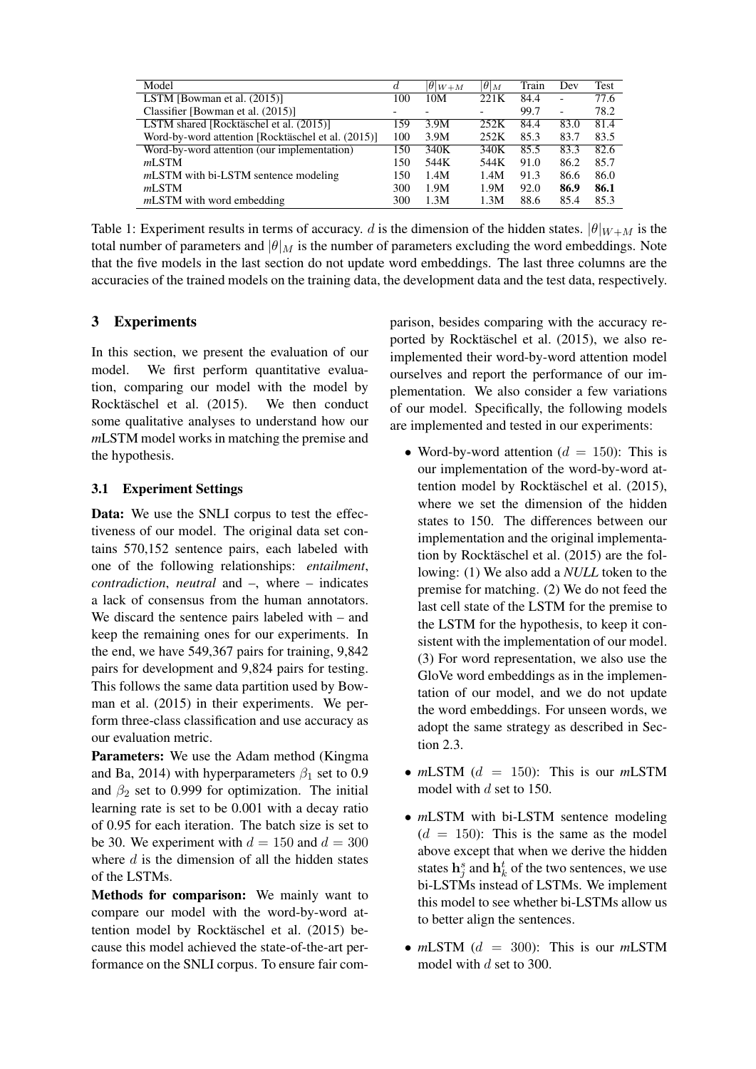| Model | $d$ | $\|\theta\|_{W+M}$ | $\|\theta\|_M$ | Train | Dev | Test |
|---|---|---|---|---|---|---|
| LSTM [Bowman et al. (2015)] | 100 | 10M | 221K | 84.4 | - | 77.6 |
| Classifier [Bowman et al. (2015)] | - | - | - | 99.7 | - | 78.2 |
| LSTM shared [Rocktäschel et al. (2015)] | 159 | 3.9M | 252K | 84.4 | 83.0 | 81.4 |
| Word-by-word attention [Rocktäschel et al. (2015)] | 100 | 3.9M | 252K | 85.3 | 83.7 | 83.5 |
| Word-by-word attention (our implementation) | 150 | 340K | 340K | 85.5 | 83.3 | 82.6 |
| *m*LSTM | 150 | 544K | 544K | 91.0 | 86.2 | 85.7 |
| *m*LSTM with bi-LSTM sentence modeling | 150 | 1.4M | 1.4M | 91.3 | 86.6 | 86.0 |
| *m*LSTM | 300 | 1.9M | 1.9M | 92.0 | **86.9** | **86.1** |
| *m*LSTM with word embedding | 300 | 1.3M | 1.3M | 88.6 | 85.4 | 85.3 |

Table 1: Experiment results in terms of accuracy. $d$ is the dimension of the hidden states. $|\theta|_{W+M}$ is the total number of parameters and $|\theta|_M$ is the number of parameters excluding the word embeddings. Note that the five models in the last section do not update word embeddings. The last three columns are the accuracies of the trained models on the training data, the development data and the test data, respectively.

## 3 Experiments

In this section, we present the evaluation of our model. We first perform quantitative evaluation, comparing our model with the model by Rocktäschel et al. (2015). We then conduct some qualitative analyses to understand how our *m*LSTM model works in matching the premise and the hypothesis.

### 3.1 Experiment Settings

**Data:** We use the SNLI corpus to test the effectiveness of our model. The original data set contains 570,152 sentence pairs, each labeled with one of the following relationships: *entailment*, *contradiction*, *neutral* and –, where – indicates a lack of consensus from the human annotators. We discard the sentence pairs labeled with – and keep the remaining ones for our experiments. In the end, we have 549,367 pairs for training, 9,842 pairs for development and 9,824 pairs for testing. This follows the same data partition used by Bowman et al. (2015) in their experiments. We perform three-class classification and use accuracy as our evaluation metric.

**Parameters:** We use the Adam method (Kingma and Ba, 2014) with hyperparameters $\beta_1$ set to 0.9 and $\beta_2$ set to 0.999 for optimization. The initial learning rate is set to be 0.001 with a decay ratio of 0.95 for each iteration. The batch size is set to be 30. We experiment with $d = 150$ and $d = 300$ where $d$ is the dimension of all the hidden states of the LSTMs.

**Methods for comparison:** We mainly want to compare our model with the word-by-word attention model by Rocktäschel et al. (2015) because this model achieved the state-of-the-art performance on the SNLI corpus. To ensure fair comparison, besides comparing with the accuracy reported by Rocktäschel et al. (2015), we also reimplemented their word-by-word attention model ourselves and report the performance of our implementation. We also consider a few variations of our model. Specifically, the following models are implemented and tested in our experiments:

- Word-by-word attention ($d = 150$): This is our implementation of the word-by-word attention model by Rocktäschel et al. (2015), where we set the dimension of the hidden states to 150. The differences between our implementation and the original implementation by Rocktäschel et al. (2015) are the following: (1) We also add a *NULL* token to the premise for matching. (2) We do not feed the last cell state of the LSTM for the premise to the LSTM for the hypothesis, to keep it consistent with the implementation of our model. (3) For word representation, we also use the GloVe word embeddings as in the implementation of our model, and we do not update the word embeddings. For unseen words, we adopt the same strategy as described in Section 2.3.
- *m*LSTM ($d = 150$): This is our *m*LSTM model with $d$ set to 150.
- *m*LSTM with bi-LSTM sentence modeling ($d = 150$): This is the same as the model above except that when we derive the hidden states $\mathbf{h}^s_j$ and $\mathbf{h}^t_k$ of the two sentences, we use bi-LSTMs instead of LSTMs. We implement this model to see whether bi-LSTMs allow us to better align the sentences.
- *m*LSTM ($d = 300$): This is our *m*LSTM model with $d$ set to 300.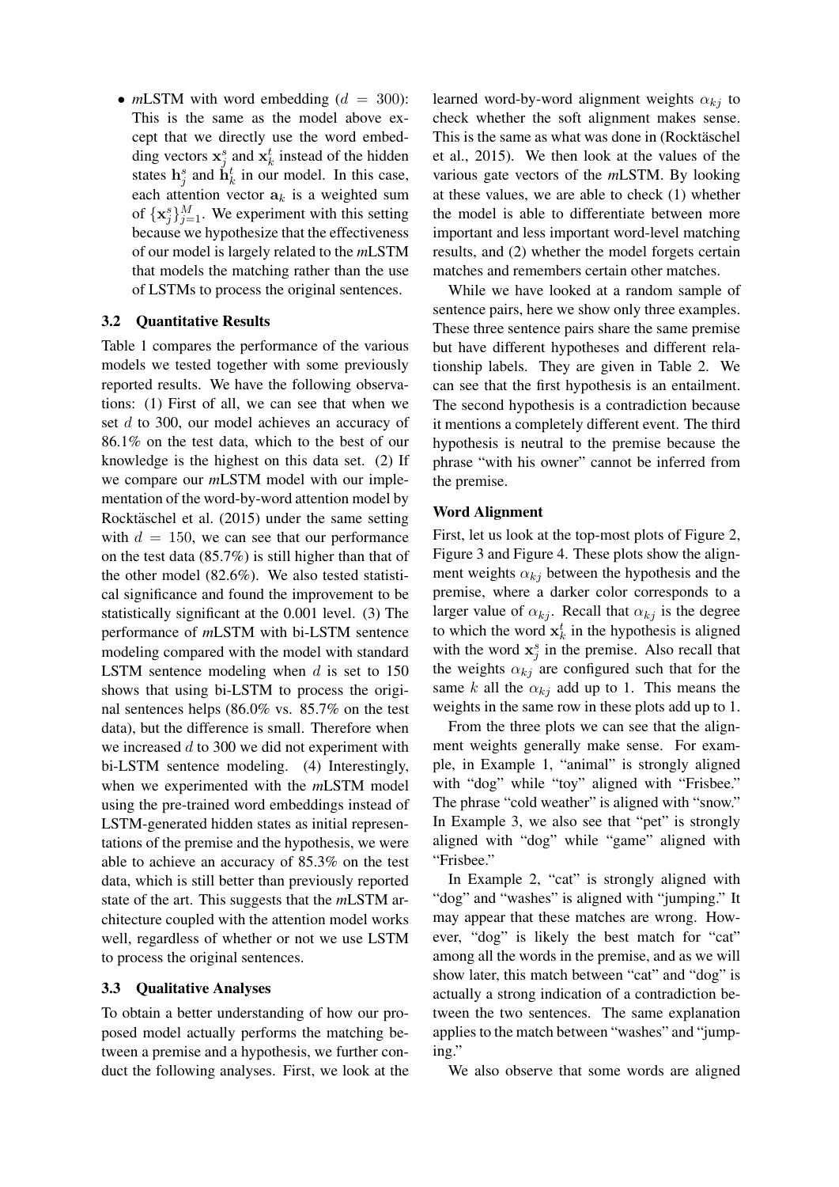- *m*LSTM with word embedding ($d = 300$): This is the same as the model above except that we directly use the word embedding vectors $\mathbf{x}_j^s$ and $\mathbf{x}_k^t$ instead of the hidden states $\mathbf{h}_j^s$ and $\mathbf{h}_k^t$ in our model. In this case, each attention vector $\mathbf{a}_k$ is a weighted sum of $\{\mathbf{x}_j^s\}_{j=1}^M$. We experiment with this setting because we hypothesize that the effectiveness of our model is largely related to the *m*LSTM that models the matching rather than the use of LSTMs to process the original sentences.

### 3.2 Quantitative Results

Table 1 compares the performance of the various models we tested together with some previously reported results. We have the following observations: (1) First of all, we can see that when we set $d$ to 300, our model achieves an accuracy of 86.1% on the test data, which to the best of our knowledge is the highest on this data set. (2) If we compare our *m*LSTM model with our implementation of the word-by-word attention model by Rocktäschel et al. (2015) under the same setting with $d = 150$, we can see that our performance on the test data (85.7%) is still higher than that of the other model (82.6%). We also tested statistical significance and found the improvement to be statistically significant at the 0.001 level. (3) The performance of *m*LSTM with bi-LSTM sentence modeling compared with the model with standard LSTM sentence modeling when $d$ is set to 150 shows that using bi-LSTM to process the original sentences helps (86.0% vs. 85.7% on the test data), but the difference is small. Therefore when we increased $d$ to 300 we did not experiment with bi-LSTM sentence modeling. (4) Interestingly, when we experimented with the *m*LSTM model using the pre-trained word embeddings instead of LSTM-generated hidden states as initial representations of the premise and the hypothesis, we were able to achieve an accuracy of 85.3% on the test data, which is still better than previously reported state of the art. This suggests that the *m*LSTM architecture coupled with the attention model works well, regardless of whether or not we use LSTM to process the original sentences.

### 3.3 Qualitative Analyses

To obtain a better understanding of how our proposed model actually performs the matching between a premise and a hypothesis, we further conduct the following analyses. First, we look at the learned word-by-word alignment weights $\alpha_{kj}$ to check whether the soft alignment makes sense. This is the same as what was done in (Rocktäschel et al., 2015). We then look at the values of the various gate vectors of the *m*LSTM. By looking at these values, we are able to check (1) whether the model is able to differentiate between more important and less important word-level matching results, and (2) whether the model forgets certain matches and remembers certain other matches.

While we have looked at a random sample of sentence pairs, here we show only three examples. These three sentence pairs share the same premise but have different hypotheses and different relationship labels. They are given in Table 2. We can see that the first hypothesis is an entailment. The second hypothesis is a contradiction because it mentions a completely different event. The third hypothesis is neutral to the premise because the phrase "with his owner" cannot be inferred from the premise.

#### Word Alignment

First, let us look at the top-most plots of Figure 2, Figure 3 and Figure 4. These plots show the alignment weights $\alpha_{kj}$ between the hypothesis and the premise, where a darker color corresponds to a larger value of $\alpha_{kj}$. Recall that $\alpha_{kj}$ is the degree to which the word $\mathbf{x}_k^t$ in the hypothesis is aligned with the word $\mathbf{x}_j^s$ in the premise. Also recall that the weights $\alpha_{kj}$ are configured such that for the same $k$ all the $\alpha_{kj}$ add up to 1. This means the weights in the same row in these plots add up to 1.

From the three plots we can see that the alignment weights generally make sense. For example, in Example 1, "animal" is strongly aligned with "dog" while "toy" aligned with "Frisbee." The phrase "cold weather" is aligned with "snow." In Example 3, we also see that "pet" is strongly aligned with "dog" while "game" aligned with "Frisbee."

In Example 2, "cat" is strongly aligned with "dog" and "washes" is aligned with "jumping." It may appear that these matches are wrong. However, "dog" is likely the best match for "cat" among all the words in the premise, and as we will show later, this match between "cat" and "dog" is actually a strong indication of a contradiction between the two sentences. The same explanation applies to the match between "washes" and "jumping."

We also observe that some words are aligned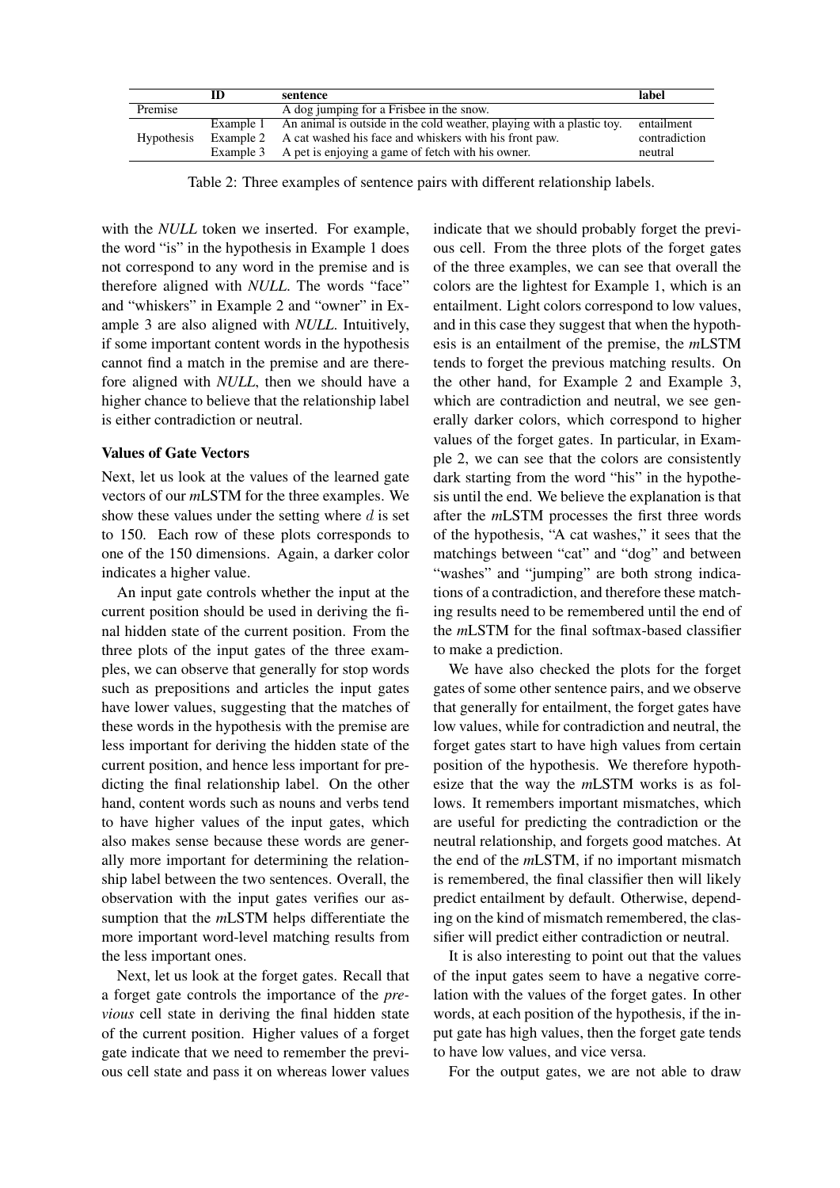| | ID | sentence | label |
|---|---|---|---|
| Premise | | A dog jumping for a Frisbee in the snow. | |
| Hypothesis | Example 1 | An animal is outside in the cold weather, playing with a plastic toy. | entailment |
| | Example 2 | A cat washed his face and whiskers with his front paw. | contradiction |
| | Example 3 | A pet is enjoying a game of fetch with his owner. | neutral |

Table 2: Three examples of sentence pairs with different relationship labels.

with the *NULL* token we inserted. For example, the word "is" in the hypothesis in Example 1 does not correspond to any word in the premise and is therefore aligned with *NULL*. The words "face" and "whiskers" in Example 2 and "owner" in Example 3 are also aligned with *NULL*. Intuitively, if some important content words in the hypothesis cannot find a match in the premise and are therefore aligned with *NULL*, then we should have a higher chance to believe that the relationship label is either contradiction or neutral.

### Values of Gate Vectors

Next, let us look at the values of the learned gate vectors of our *m*LSTM for the three examples. We show these values under the setting where $d$ is set to 150. Each row of these plots corresponds to one of the 150 dimensions. Again, a darker color indicates a higher value.

An input gate controls whether the input at the current position should be used in deriving the final hidden state of the current position. From the three plots of the input gates of the three examples, we can observe that generally for stop words such as prepositions and articles the input gates have lower values, suggesting that the matches of these words in the hypothesis with the premise are less important for deriving the hidden state of the current position, and hence less important for predicting the final relationship label. On the other hand, content words such as nouns and verbs tend to have higher values of the input gates, which also makes sense because these words are generally more important for determining the relationship label between the two sentences. Overall, the observation with the input gates verifies our assumption that the *m*LSTM helps differentiate the more important word-level matching results from the less important ones.

Next, let us look at the forget gates. Recall that a forget gate controls the importance of the *previous* cell state in deriving the final hidden state of the current position. Higher values of a forget gate indicate that we need to remember the previous cell state and pass it on whereas lower values indicate that we should probably forget the previous cell. From the three plots of the forget gates of the three examples, we can see that overall the colors are the lightest for Example 1, which is an entailment. Light colors correspond to low values, and in this case they suggest that when the hypothesis is an entailment of the premise, the *m*LSTM tends to forget the previous matching results. On the other hand, for Example 2 and Example 3, which are contradiction and neutral, we see generally darker colors, which correspond to higher values of the forget gates. In particular, in Example 2, we can see that the colors are consistently dark starting from the word "his" in the hypothesis until the end. We believe the explanation is that after the *m*LSTM processes the first three words of the hypothesis, "A cat washes," it sees that the matchings between "cat" and "dog" and between "washes" and "jumping" are both strong indications of a contradiction, and therefore these matching results need to be remembered until the end of the *m*LSTM for the final softmax-based classifier to make a prediction.

We have also checked the plots for the forget gates of some other sentence pairs, and we observe that generally for entailment, the forget gates have low values, while for contradiction and neutral, the forget gates start to have high values from certain position of the hypothesis. We therefore hypothesize that the way the *m*LSTM works is as follows. It remembers important mismatches, which are useful for predicting the contradiction or the neutral relationship, and forgets good matches. At the end of the *m*LSTM, if no important mismatch is remembered, the final classifier then will likely predict entailment by default. Otherwise, depending on the kind of mismatch remembered, the classifier will predict either contradiction or neutral.

It is also interesting to point out that the values of the input gates seem to have a negative correlation with the values of the forget gates. In other words, at each position of the hypothesis, if the input gate has high values, then the forget gate tends to have low values, and vice versa.

For the output gates, we are not able to draw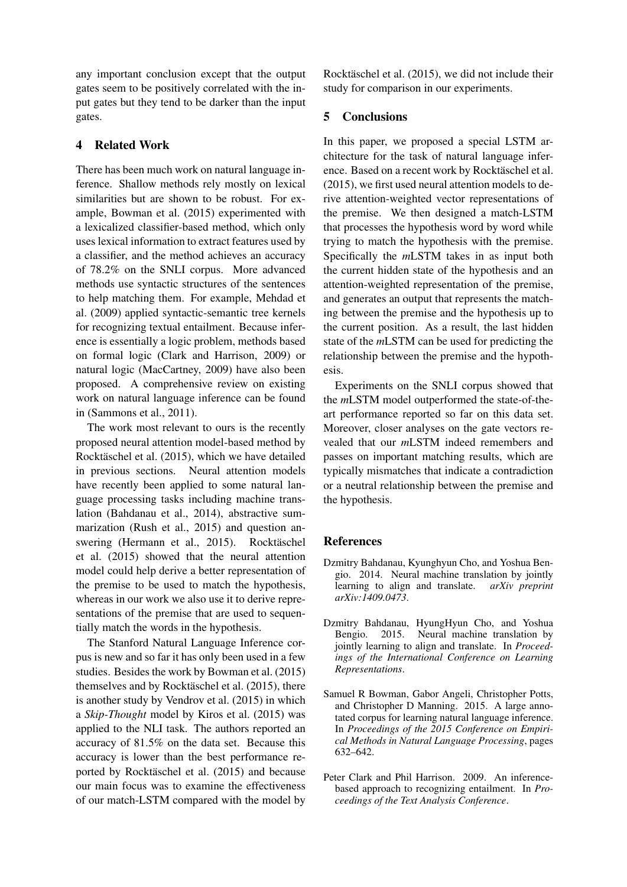any important conclusion except that the output gates seem to be positively correlated with the input gates but they tend to be darker than the input gates.

## 4 Related Work

There has been much work on natural language inference. Shallow methods rely mostly on lexical similarities but are shown to be robust. For example, Bowman et al. (2015) experimented with a lexicalized classifier-based method, which only uses lexical information to extract features used by a classifier, and the method achieves an accuracy of 78.2% on the SNLI corpus. More advanced methods use syntactic structures of the sentences to help matching them. For example, Mehdad et al. (2009) applied syntactic-semantic tree kernels for recognizing textual entailment. Because inference is essentially a logic problem, methods based on formal logic (Clark and Harrison, 2009) or natural logic (MacCartney, 2009) have also been proposed. A comprehensive review on existing work on natural language inference can be found in (Sammons et al., 2011).

The work most relevant to ours is the recently proposed neural attention model-based method by Rocktäschel et al. (2015), which we have detailed in previous sections. Neural attention models have recently been applied to some natural language processing tasks including machine translation (Bahdanau et al., 2014), abstractive summarization (Rush et al., 2015) and question answering (Hermann et al., 2015). Rocktäschel et al. (2015) showed that the neural attention model could help derive a better representation of the premise to be used to match the hypothesis, whereas in our work we also use it to derive representations of the premise that are used to sequentially match the words in the hypothesis.

The Stanford Natural Language Inference corpus is new and so far it has only been used in a few studies. Besides the work by Bowman et al. (2015) themselves and by Rocktäschel et al. (2015), there is another study by Vendrov et al. (2015) in which a *Skip-Thought* model by Kiros et al. (2015) was applied to the NLI task. The authors reported an accuracy of 81.5% on the data set. Because this accuracy is lower than the best performance reported by Rocktäschel et al. (2015) and because our main focus was to examine the effectiveness of our match-LSTM compared with the model by Rocktäschel et al. (2015), we did not include their study for comparison in our experiments.

## 5 Conclusions

In this paper, we proposed a special LSTM architecture for the task of natural language inference. Based on a recent work by Rocktäschel et al. (2015), we first used neural attention models to derive attention-weighted vector representations of the premise. We then designed a match-LSTM that processes the hypothesis word by word while trying to match the hypothesis with the premise. Specifically the *m*LSTM takes in as input both the current hidden state of the hypothesis and an attention-weighted representation of the premise, and generates an output that represents the matching between the premise and the hypothesis up to the current position. As a result, the last hidden state of the *m*LSTM can be used for predicting the relationship between the premise and the hypothesis.

Experiments on the SNLI corpus showed that the *m*LSTM model outperformed the state-of-the-art performance reported so far on this data set. Moreover, closer analyses on the gate vectors revealed that our *m*LSTM indeed remembers and passes on important matching results, which are typically mismatches that indicate a contradiction or a neutral relationship between the premise and the hypothesis.

## References

Dzmitry Bahdanau, Kyunghyun Cho, and Yoshua Bengio. 2014. Neural machine translation by jointly learning to align and translate. *arXiv preprint arXiv:1409.0473*.

Dzmitry Bahdanau, HyungHyun Cho, and Yoshua Bengio. 2015. Neural machine translation by jointly learning to align and translate. In *Proceedings of the International Conference on Learning Representations*.

Samuel R Bowman, Gabor Angeli, Christopher Potts, and Christopher D Manning. 2015. A large annotated corpus for learning natural language inference. In *Proceedings of the 2015 Conference on Empirical Methods in Natural Language Processing*, pages 632–642.

Peter Clark and Phil Harrison. 2009. An inference-based approach to recognizing entailment. In *Proceedings of the Text Analysis Conference*.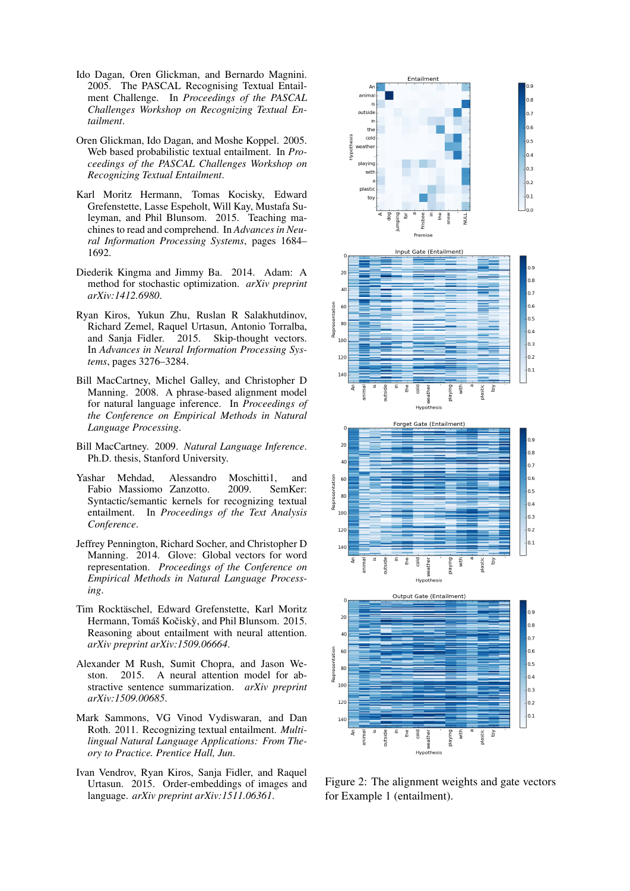Ido Dagan, Oren Glickman, and Bernardo Magnini. 2005. The PASCAL Recognising Textual Entailment Challenge. In *Proceedings of the PASCAL Challenges Workshop on Recognizing Textual Entailment*.

Oren Glickman, Ido Dagan, and Moshe Koppel. 2005. Web based probabilistic textual entailment. In *Proceedings of the PASCAL Challenges Workshop on Recognizing Textual Entailment*.

Karl Moritz Hermann, Tomas Kocisky, Edward Grefenstette, Lasse Espeholt, Will Kay, Mustafa Suleyman, and Phil Blunsom. 2015. Teaching machines to read and comprehend. In *Advances in Neural Information Processing Systems*, pages 1684–1692.

Diederik Kingma and Jimmy Ba. 2014. Adam: A method for stochastic optimization. *arXiv preprint arXiv:1412.6980*.

Ryan Kiros, Yukun Zhu, Ruslan R Salakhutdinov, Richard Zemel, Raquel Urtasun, Antonio Torralba, and Sanja Fidler. 2015. Skip-thought vectors. In *Advances in Neural Information Processing Systems*, pages 3276–3284.

Bill MacCartney, Michel Galley, and Christopher D Manning. 2008. A phrase-based alignment model for natural language inference. In *Proceedings of the Conference on Empirical Methods in Natural Language Processing*.

Bill MacCartney. 2009. *Natural Language Inference*. Ph.D. thesis, Stanford University.

Yashar Mehdad, Alessandro Moschitti1, and Fabio Massiomo Zanzotto. 2009. SemKer: Syntactic/semantic kernels for recognizing textual entailment. In *Proceedings of the Text Analysis Conference*.

Jeffrey Pennington, Richard Socher, and Christopher D Manning. 2014. Glove: Global vectors for word representation. *Proceedings of the Conference on Empirical Methods in Natural Language Processing*.

Tim Rocktäschel, Edward Grefenstette, Karl Moritz Hermann, Tomáš Kočiskỳ, and Phil Blunsom. 2015. Reasoning about entailment with neural attention. *arXiv preprint arXiv:1509.06664*.

Alexander M Rush, Sumit Chopra, and Jason Weston. 2015. A neural attention model for abstractive sentence summarization. *arXiv preprint arXiv:1509.00685*.

Mark Sammons, VG Vinod Vydiswaran, and Dan Roth. 2011. Recognizing textual entailment. *Multilingual Natural Language Applications: From Theory to Practice. Prentice Hall, Jun*.

Ivan Vendrov, Ryan Kiros, Sanja Fidler, and Raquel Urtasun. 2015. Order-embeddings of images and language. *arXiv preprint arXiv:1511.06361*.

Figure 2: The alignment weights and gate vectors for Example 1 (entailment).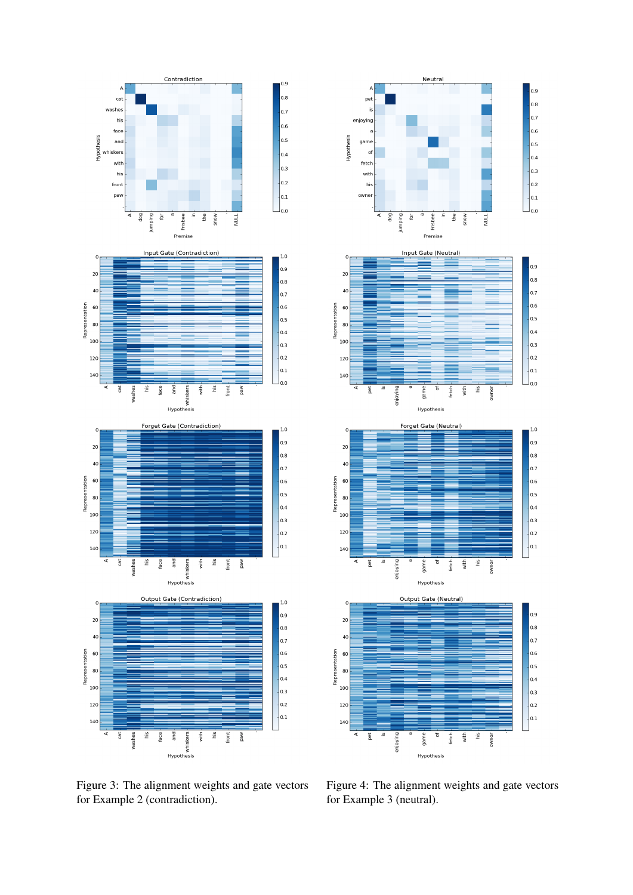Contradiction

Hypothesis: A cat washes his face and whiskers with his front paw .

Premise: A dog jumping for a Frisbee in the snow . NULL

0.0 0.1 0.2 0.3 0.4 0.5 0.6 0.7 0.8 0.9

Neutral

Hypothesis: A pet is enjoying a game of fetch with his owner .

Premise: A dog jumping for a Frisbee in the snow . NULL

0.0 0.1 0.2 0.3 0.4 0.5 0.6 0.7 0.8 0.9

Input Gate (Contradiction)

Representation: 0 20 40 60 80 100 120 140

Hypothesis: A cat washes his face and whiskers with his front paw .

0.0 0.1 0.2 0.3 0.4 0.5 0.6 0.7 0.8 0.9 1.0

Input Gate (Neutral)

Representation: 0 20 40 60 80 100 120 140

Hypothesis: A pet is enjoying a game of fetch with his owner .

0.0 0.1 0.2 0.3 0.4 0.5 0.6 0.7 0.8 0.9

Forget Gate (Contradiction)

Representation: 0 20 40 60 80 100 120 140

Hypothesis: A cat washes his face and whiskers with his front paw .

0.1 0.2 0.3 0.4 0.5 0.6 0.7 0.8 0.9 1.0

Forget Gate (Neutral)

Representation: 0 20 40 60 80 100 120 140

Hypothesis: A pet is enjoying a game of fetch with his owner .

0.1 0.2 0.3 0.4 0.5 0.6 0.7 0.8 0.9 1.0

Output Gate (Contradiction)

Representation: 0 20 40 60 80 100 120 140

Hypothesis: A cat washes his face and whiskers with his front paw .

0.1 0.2 0.3 0.4 0.5 0.6 0.7 0.8 0.9 1.0

Output Gate (Neutral)

Representation: 0 20 40 60 80 100 120 140

Hypothesis: A pet is enjoying a game of fetch with his owner .

0.1 0.2 0.3 0.4 0.5 0.6 0.7 0.8 0.9

Figure 3: The alignment weights and gate vectors for Example 2 (contradiction).

Figure 4: The alignment weights and gate vectors for Example 3 (neutral).